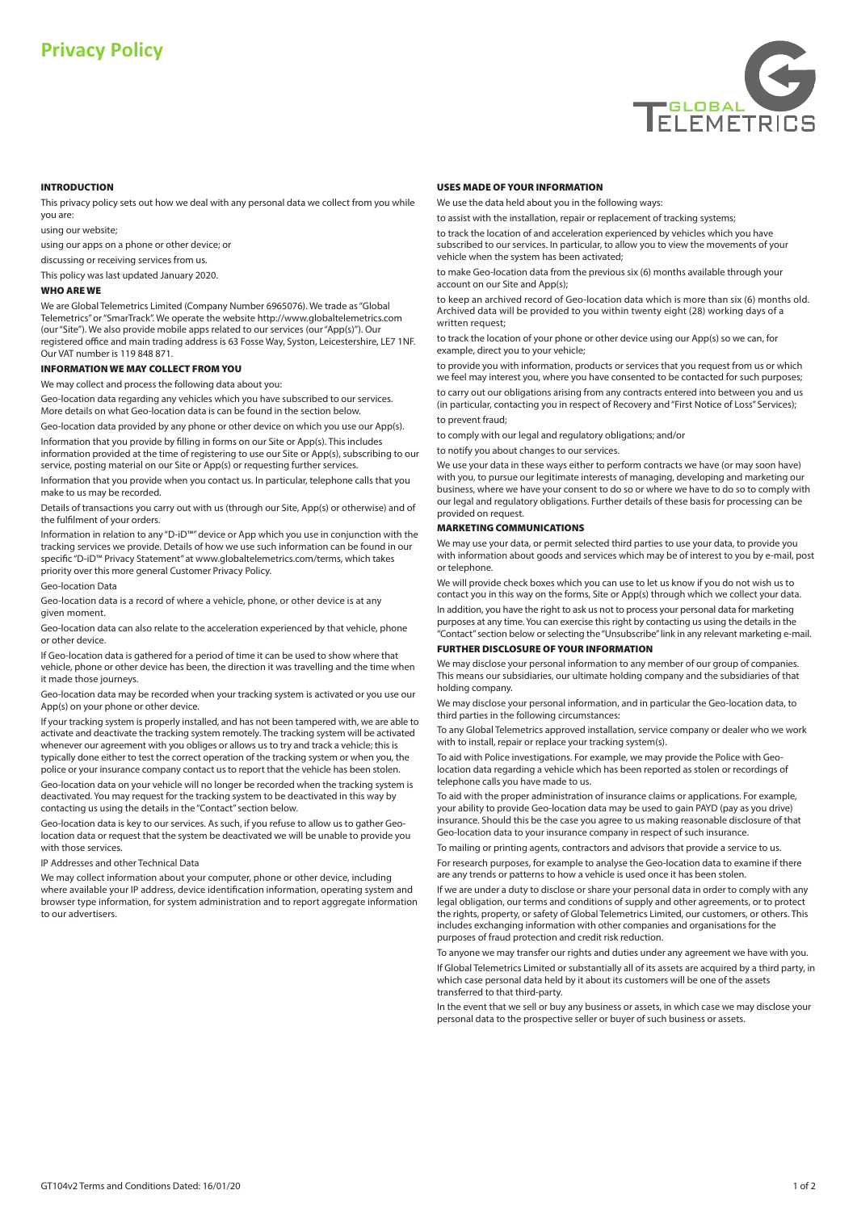# Privacy Policy

## INTRODUCTION

This privacy policy sets out how we deal with any personal data we collect from you while you are:

using our website;

using our apps on a phone or other device; or

discussing or receiving services from us.

This policy was last updated January 2020.

## WHO ARE WE

We are Global Telemetrics Limited (Company Number 6965076). We trade as "Global Telemetrics" or "SmarTrack". We operate the website http://www.globaltelemetrics.com (our "Site"). We also provide mobile apps related to our services (our "App(s)"). Our registered office and main trading address is 63 Fosse Way, Syston, Leicestershire, LE7 1NF. Our VAT number is 119 848 871.

## INFORMATION WE MAY COLLECT FROM YOU

We may collect and process the following data about you:

Geo-location data regarding any vehicles which you have subscribed to our services. More details on what Geo-location data is can be found in the section below.

Geo-location data provided by any phone or other device on which you use our App(s).

Information that you provide by filling in forms on our Site or App(s). This includes information provided at the time of registering to use our Site or App(s), subscribing to our service, posting material on our Site or App(s) or requesting further services.

Information that you provide when you contact us. In particular, telephone calls that you make to us may be recorded.

Details of transactions you carry out with us (through our Site, App(s) or otherwise) and of the fulfilment of your orders.

Information in relation to any "D-iD™" device or App which you use in conjunction with the tracking services we provide. Details of how we use such information can be found in our specific "D-iD™ Privacy Statement" at www.globaltelemetrics.com/terms, which takes priority over this more general Customer Privacy Policy.

Geo-location Data

Geo-location Data is a record of where a vehicle, phone, or other device is at any given moment.

Geo-location data can also relate to the acceleration experienced by that vehicle, phone or other device.

If Geo-location data is gathered for a period of time it can be used to show where that vehicle, phone or other device has been, the direction it was travelling and the time when it made those journeys.

Geo-location data may be recorded when your tracking system is activated or you use our App(s) on your phone or other device.

If your tracking system is properly installed, and has not been tampered with, we are able to activate and deactivate the tracking system remotely. The tracking system will be activated whenever our agreement with you obliges or allows us to try and track a vehicle; this is typically done either to test the correct operation of the tracking system or when you, the police or your insurance company contact us to report that the vehicle has been stolen.

Geo-location data on your vehicle will no longer be recorded when the tracking system is deactivated. You may request for the tracking system to be deactivated in this way by contacting us using the details in the "Contact" section below.

Geo-location data is key to our services. As such, if you refuse to allow us to gather Geo-location data or request that the system be deactivated we will be unable to provide you with those services.

IP Addresses and other Technical Data

We may collect information about your computer, phone or other device, including where available your IP address, device identification information, operating system and browser type information, for system administration and to report aggregate information to our advertisers.

## USES MADE OF YOUR INFORMATION

We use the data held about you in the following ways:

to assist with the installation, repair or replacement of tracking systems;

to track the location of and acceleration experienced by vehicles which you have subscribed to our services. In particular, to allow you to view the movements of your vehicle when the system has been activated;

to make Geo-location data from the previous six (6) months available through your account on our Site and App(s);

to keep an archived record of Geo-location data which is more than six (6) months old. Archived data will be provided to you within twenty eight (28) working days of a written request;

to track the location of your phone or other device using our App(s) so we can, for example, direct you to your vehicle;

to provide you with information, products or services that you request from us or which we feel may interest you, where you have consented to be contacted for such purposes;

to carry out our obligations arising from any contracts entered into between you and us (in particular, contacting you in respect of Recovery and "First Notice of Loss" Services);

to prevent fraud;

to comply with our legal and regulatory obligations; and/or

to notify you about changes to our services.

We use your data in these ways either to perform contracts we have (or may soon have) with you, to pursue our legitimate interests of managing, developing and marketing our business, where we have your consent to do so or where we have to do so to comply with our legal and regulatory obligations. Further details of these basis for processing can be provided on request.

## MARKETING COMMUNICATIONS

We may use your data, or permit selected third parties to use your data, to provide you with information about goods and services which may be of interest to you by e-mail, post or telephone.

We will provide check boxes which you can use to let us know if you do not wish us to contact you in this way on the forms, Site or App(s) through which we collect your data.

In addition, you have the right to ask us not to process your personal data for marketing purposes at any time. You can exercise this right by contacting us using the details in the "Contact" section below or selecting the "Unsubscribe" link in any relevant marketing e-mail.

## FURTHER DISCLOSURE OF YOUR INFORMATION

We may disclose your personal information to any member of our group of companies. This means our subsidiaries, our ultimate holding company and the subsidiaries of that holding company.

We may disclose your personal information, and in particular the Geo-location data, to third parties in the following circumstances:

To any Global Telemetrics approved installation, service company or dealer who we work with to install, repair or replace your tracking system(s).

To aid with Police investigations. For example, we may provide the Police with Geo-location data regarding a vehicle which has been reported as stolen or recordings of telephone calls you have made to us.

To aid with the proper administration of insurance claims or applications. For example, your ability to provide Geo-location data may be used to gain PAYD (pay as you drive) insurance. Should this be the case you agree to us making reasonable disclosure of that Geo-location data to your insurance company in respect of such insurance.

To mailing or printing agents, contractors and advisors that provide a service to us.

For research purposes, for example to analyse the Geo-location data to examine if there are any trends or patterns to how a vehicle is used once it has been stolen.

If we are under a duty to disclose or share your personal data in order to comply with any legal obligation, our terms and conditions of supply and other agreements, or to protect the rights, property, or safety of Global Telemetrics Limited, our customers, or others. This includes exchanging information with other companies and organisations for the purposes of fraud protection and credit risk reduction.

To anyone we may transfer our rights and duties under any agreement we have with you.

If Global Telemetrics Limited or substantially all of its assets are acquired by a third party, in which case personal data held by it about its customers will be one of the assets transferred to that third-party.

In the event that we sell or buy any business or assets, in which case we may disclose your personal data to the prospective seller or buyer of such business or assets.

GT104v2 Terms and Conditions Dated: 16/01/20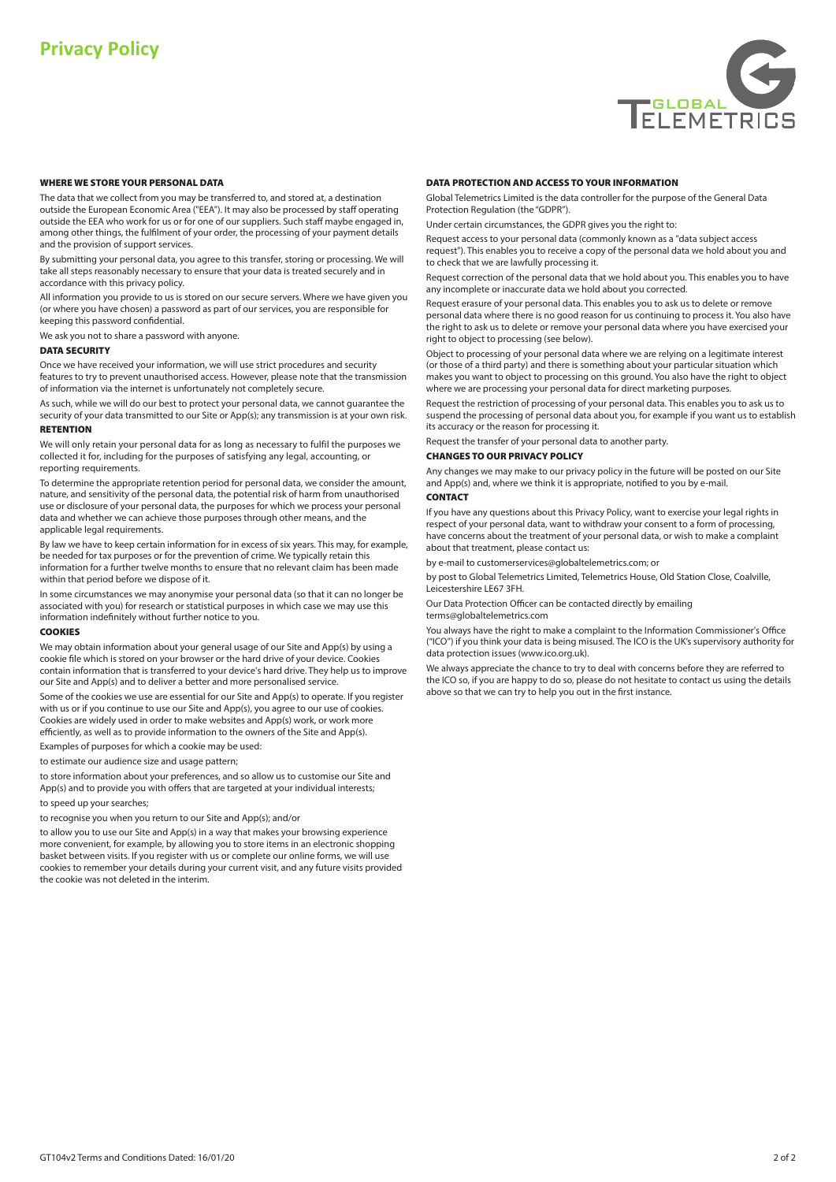# Privacy Policy

## WHERE WE STORE YOUR PERSONAL DATA

The data that we collect from you may be transferred to, and stored at, a destination outside the European Economic Area ("EEA"). It may also be processed by staff operating outside the EEA who work for us or for one of our suppliers. Such staff maybe engaged in, among other things, the fulfilment of your order, the processing of your payment details and the provision of support services.

By submitting your personal data, you agree to this transfer, storing or processing. We will take all steps reasonably necessary to ensure that your data is treated securely and in accordance with this privacy policy.

All information you provide to us is stored on our secure servers. Where we have given you (or where you have chosen) a password as part of our services, you are responsible for keeping this password confidential.

We ask you not to share a password with anyone.

## DATA SECURITY

Once we have received your information, we will use strict procedures and security features to try to prevent unauthorised access. However, please note that the transmission of information via the internet is unfortunately not completely secure.

As such, while we will do our best to protect your personal data, we cannot guarantee the security of your data transmitted to our Site or App(s); any transmission is at your own risk.

## RETENTION

We will only retain your personal data for as long as necessary to fulfil the purposes we collected it for, including for the purposes of satisfying any legal, accounting, or reporting requirements.

To determine the appropriate retention period for personal data, we consider the amount, nature, and sensitivity of the personal data, the potential risk of harm from unauthorised use or disclosure of your personal data, the purposes for which we process your personal data and whether we can achieve those purposes through other means, and the applicable legal requirements.

By law we have to keep certain information for in excess of six years. This may, for example, be needed for tax purposes or for the prevention of crime. We typically retain this information for a further twelve months to ensure that no relevant claim has been made within that period before we dispose of it.

In some circumstances we may anonymise your personal data (so that it can no longer be associated with you) for research or statistical purposes in which case we may use this information indefinitely without further notice to you.

## COOKIES

We may obtain information about your general usage of our Site and App(s) by using a cookie file which is stored on your browser or the hard drive of your device. Cookies contain information that is transferred to your device's hard drive. They help us to improve our Site and App(s) and to deliver a better and more personalised service.

Some of the cookies we use are essential for our Site and App(s) to operate. If you register with us or if you continue to use our Site and App(s), you agree to our use of cookies. Cookies are widely used in order to make websites and App(s) work, or work more efficiently, as well as to provide information to the owners of the Site and App(s).

Examples of purposes for which a cookie may be used:

to estimate our audience size and usage pattern;

to store information about your preferences, and so allow us to customise our Site and App(s) and to provide you with offers that are targeted at your individual interests;

to speed up your searches;

to recognise you when you return to our Site and App(s); and/or

to allow you to use our Site and App(s) in a way that makes your browsing experience more convenient, for example, by allowing you to store items in an electronic shopping basket between visits. If you register with us or complete our online forms, we will use cookies to remember your details during your current visit, and any future visits provided the cookie was not deleted in the interim.

## DATA PROTECTION AND ACCESS TO YOUR INFORMATION

Global Telemetrics Limited is the data controller for the purpose of the General Data Protection Regulation (the "GDPR").

Under certain circumstances, the GDPR gives you the right to:

Request access to your personal data (commonly known as a "data subject access request"). This enables you to receive a copy of the personal data we hold about you and to check that we are lawfully processing it.

Request correction of the personal data that we hold about you. This enables you to have any incomplete or inaccurate data we hold about you corrected.

Request erasure of your personal data. This enables you to ask us to delete or remove personal data where there is no good reason for us continuing to process it. You also have the right to ask us to delete or remove your personal data where you have exercised your right to object to processing (see below).

Object to processing of your personal data where we are relying on a legitimate interest (or those of a third party) and there is something about your particular situation which makes you want to object to processing on this ground. You also have the right to object where we are processing your personal data for direct marketing purposes.

Request the restriction of processing of your personal data. This enables you to ask us to suspend the processing of personal data about you, for example if you want us to establish its accuracy or the reason for processing it.

Request the transfer of your personal data to another party.

## CHANGES TO OUR PRIVACY POLICY

Any changes we may make to our privacy policy in the future will be posted on our Site and App(s) and, where we think it is appropriate, notified to you by e-mail.

## CONTACT

If you have any questions about this Privacy Policy, want to exercise your legal rights in respect of your personal data, want to withdraw your consent to a form of processing, have concerns about the treatment of your personal data, or wish to make a complaint about that treatment, please contact us:

by e-mail to customerservices@globaltelemetrics.com; or

by post to Global Telemetrics Limited, Telemetrics House, Old Station Close, Coalville, Leicestershire LE67 3FH.

Our Data Protection Officer can be contacted directly by emailing terms@globaltelemetrics.com

You always have the right to make a complaint to the Information Commissioner's Office ("ICO") if you think your data is being misused. The ICO is the UK's supervisory authority for data protection issues (www.ico.org.uk).

We always appreciate the chance to try to deal with concerns before they are referred to the ICO so, if you are happy to do so, please do not hesitate to contact us using the details above so that we can try to help you out in the first instance.

GT104v2 Terms and Conditions Dated: 16/01/20